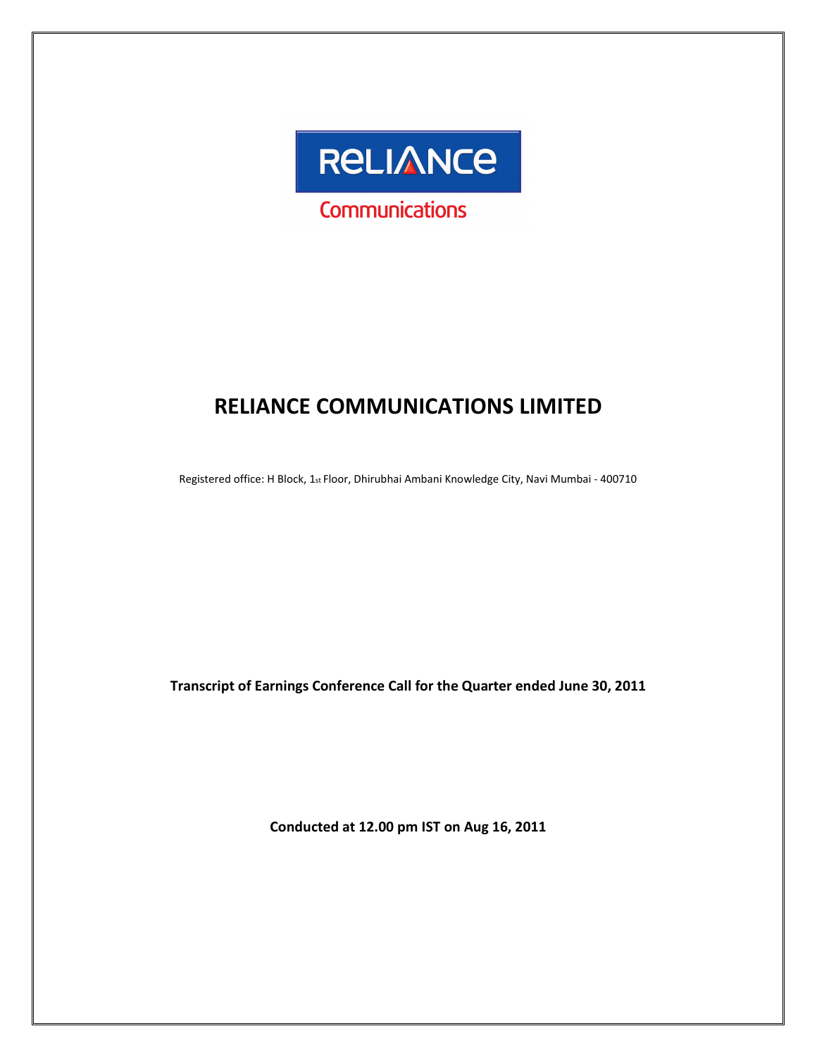RELIANCE

Communications

# RELIANCE COMMUNICATIONS LIMITED

Registered office: H Block, 1st Floor, Dhirubhai Ambani Knowledge City, Navi Mumbai - 400710

**Transcript of Earnings Conference Call for the Quarter ended June 30, 2011**

**Conducted at 12.00 pm IST on Aug 16, 2011**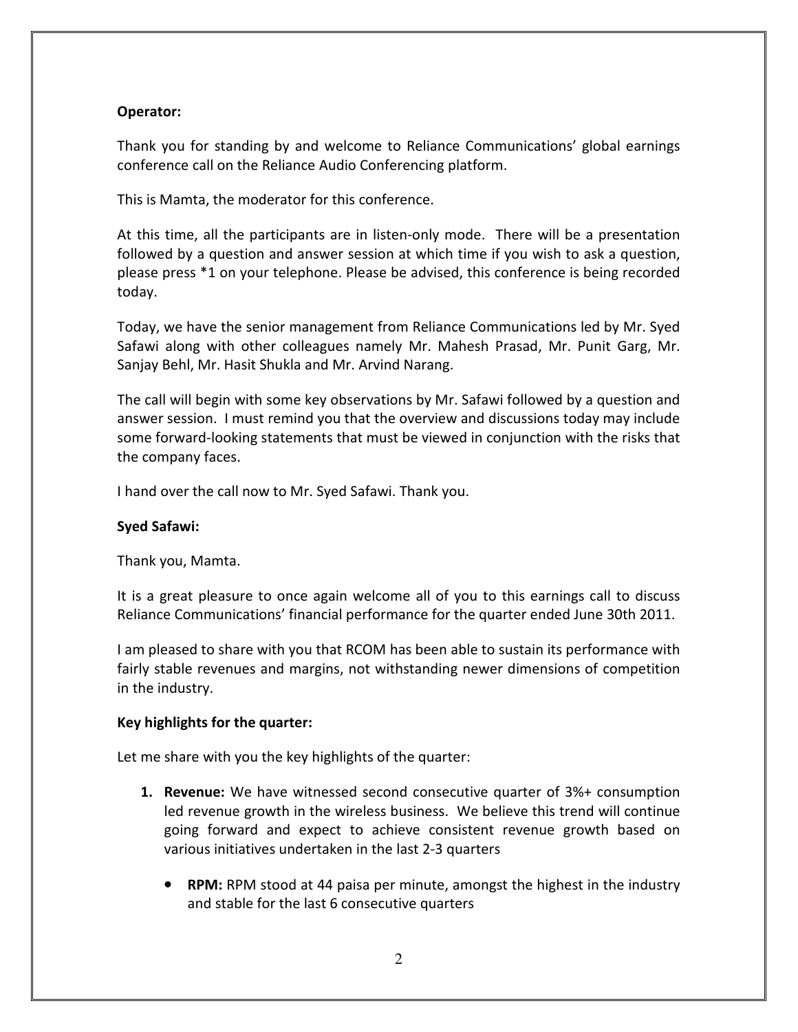**Operator:**

Thank you for standing by and welcome to Reliance Communications' global earnings conference call on the Reliance Audio Conferencing platform.

This is Mamta, the moderator for this conference.

At this time, all the participants are in listen-only mode. There will be a presentation followed by a question and answer session at which time if you wish to ask a question, please press *1 on your telephone. Please be advised, this conference is being recorded today.

Today, we have the senior management from Reliance Communications led by Mr. Syed Safawi along with other colleagues namely Mr. Mahesh Prasad, Mr. Punit Garg, Mr. Sanjay Behl, Mr. Hasit Shukla and Mr. Arvind Narang.

The call will begin with some key observations by Mr. Safawi followed by a question and answer session. I must remind you that the overview and discussions today may include some forward-looking statements that must be viewed in conjunction with the risks that the company faces.

I hand over the call now to Mr. Syed Safawi. Thank you.

**Syed Safawi:**

Thank you, Mamta.

It is a great pleasure to once again welcome all of you to this earnings call to discuss Reliance Communications' financial performance for the quarter ended June 30th 2011.

I am pleased to share with you that RCOM has been able to sustain its performance with fairly stable revenues and margins, not withstanding newer dimensions of competition in the industry.

**Key highlights for the quarter:**

Let me share with you the key highlights of the quarter:

1. **Revenue:** We have witnessed second consecutive quarter of 3%+ consumption led revenue growth in the wireless business. We believe this trend will continue going forward and expect to achieve consistent revenue growth based on various initiatives undertaken in the last 2-3 quarters
   - **RPM:** RPM stood at 44 paisa per minute, amongst the highest in the industry and stable for the last 6 consecutive quarters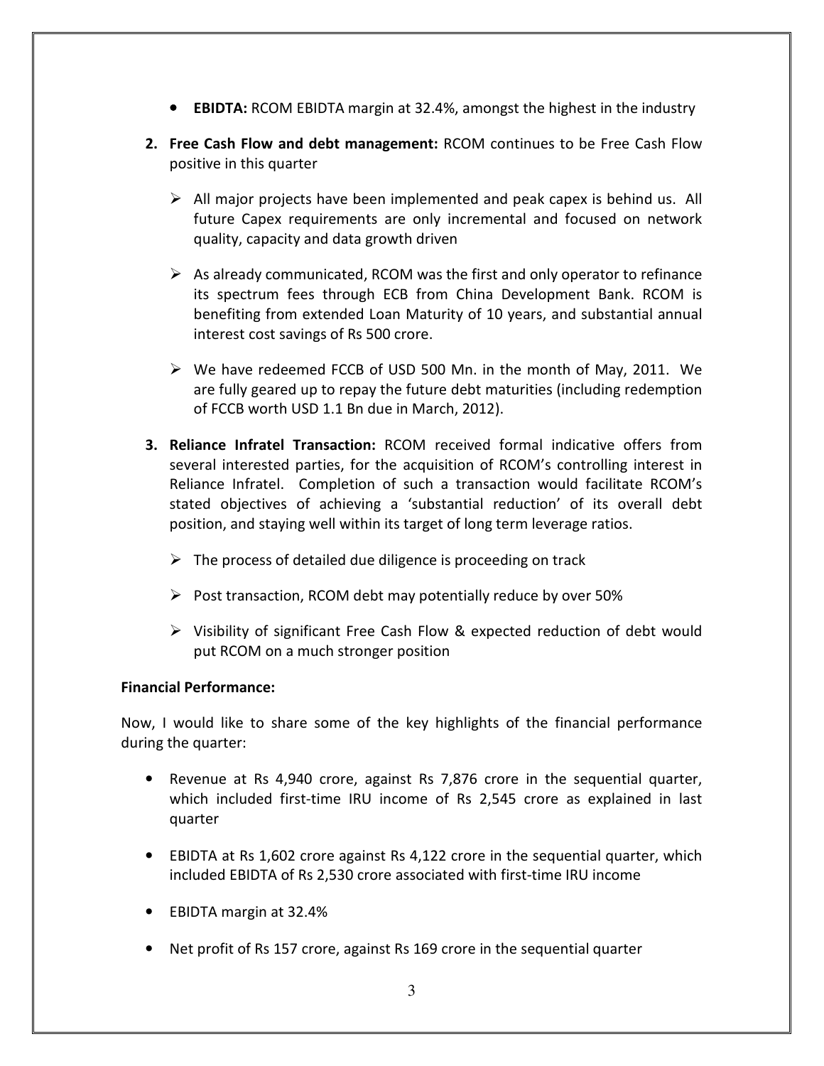- **EBIDTA:** RCOM EBIDTA margin at 32.4%, amongst the highest in the industry

2. **Free Cash Flow and debt management:** RCOM continues to be Free Cash Flow positive in this quarter

   - All major projects have been implemented and peak capex is behind us. All future Capex requirements are only incremental and focused on network quality, capacity and data growth driven

   - As already communicated, RCOM was the first and only operator to refinance its spectrum fees through ECB from China Development Bank. RCOM is benefiting from extended Loan Maturity of 10 years, and substantial annual interest cost savings of Rs 500 crore.

   - We have redeemed FCCB of USD 500 Mn. in the month of May, 2011. We are fully geared up to repay the future debt maturities (including redemption of FCCB worth USD 1.1 Bn due in March, 2012).

3. **Reliance Infratel Transaction:** RCOM received formal indicative offers from several interested parties, for the acquisition of RCOM's controlling interest in Reliance Infratel. Completion of such a transaction would facilitate RCOM's stated objectives of achieving a 'substantial reduction' of its overall debt position, and staying well within its target of long term leverage ratios.

   - The process of detailed due diligence is proceeding on track

   - Post transaction, RCOM debt may potentially reduce by over 50%

   - Visibility of significant Free Cash Flow & expected reduction of debt would put RCOM on a much stronger position

**Financial Performance:**

Now, I would like to share some of the key highlights of the financial performance during the quarter:

- Revenue at Rs 4,940 crore, against Rs 7,876 crore in the sequential quarter, which included first-time IRU income of Rs 2,545 crore as explained in last quarter

- EBIDTA at Rs 1,602 crore against Rs 4,122 crore in the sequential quarter, which included EBIDTA of Rs 2,530 crore associated with first-time IRU income

- EBIDTA margin at 32.4%

- Net profit of Rs 157 crore, against Rs 169 crore in the sequential quarter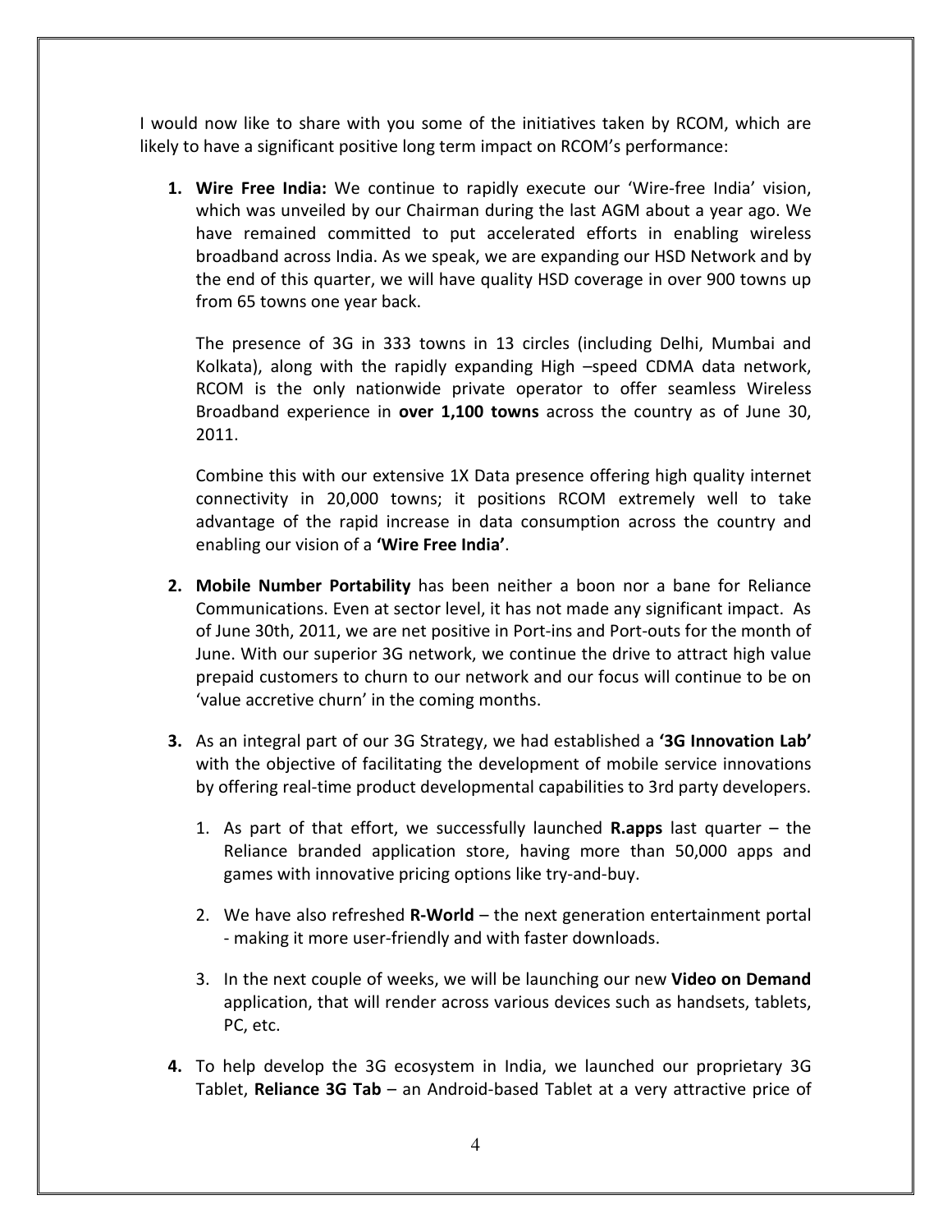I would now like to share with you some of the initiatives taken by RCOM, which are likely to have a significant positive long term impact on RCOM's performance:

1. **Wire Free India:** We continue to rapidly execute our 'Wire-free India' vision, which was unveiled by our Chairman during the last AGM about a year ago. We have remained committed to put accelerated efforts in enabling wireless broadband across India. As we speak, we are expanding our HSD Network and by the end of this quarter, we will have quality HSD coverage in over 900 towns up from 65 towns one year back.

   The presence of 3G in 333 towns in 13 circles (including Delhi, Mumbai and Kolkata), along with the rapidly expanding High –speed CDMA data network, RCOM is the only nationwide private operator to offer seamless Wireless Broadband experience in **over 1,100 towns** across the country as of June 30, 2011.

   Combine this with our extensive 1X Data presence offering high quality internet connectivity in 20,000 towns; it positions RCOM extremely well to take advantage of the rapid increase in data consumption across the country and enabling our vision of a **'Wire Free India'**.

2. **Mobile Number Portability** has been neither a boon nor a bane for Reliance Communications. Even at sector level, it has not made any significant impact. As of June 30th, 2011, we are net positive in Port-ins and Port-outs for the month of June. With our superior 3G network, we continue the drive to attract high value prepaid customers to churn to our network and our focus will continue to be on 'value accretive churn' in the coming months.

3. As an integral part of our 3G Strategy, we had established a **'3G Innovation Lab'** with the objective of facilitating the development of mobile service innovations by offering real-time product developmental capabilities to 3rd party developers.

   1. As part of that effort, we successfully launched **R.apps** last quarter – the Reliance branded application store, having more than 50,000 apps and games with innovative pricing options like try-and-buy.

   2. We have also refreshed **R-World** – the next generation entertainment portal - making it more user-friendly and with faster downloads.

   3. In the next couple of weeks, we will be launching our new **Video on Demand** application, that will render across various devices such as handsets, tablets, PC, etc.

4. To help develop the 3G ecosystem in India, we launched our proprietary 3G Tablet, **Reliance 3G Tab** – an Android-based Tablet at a very attractive price of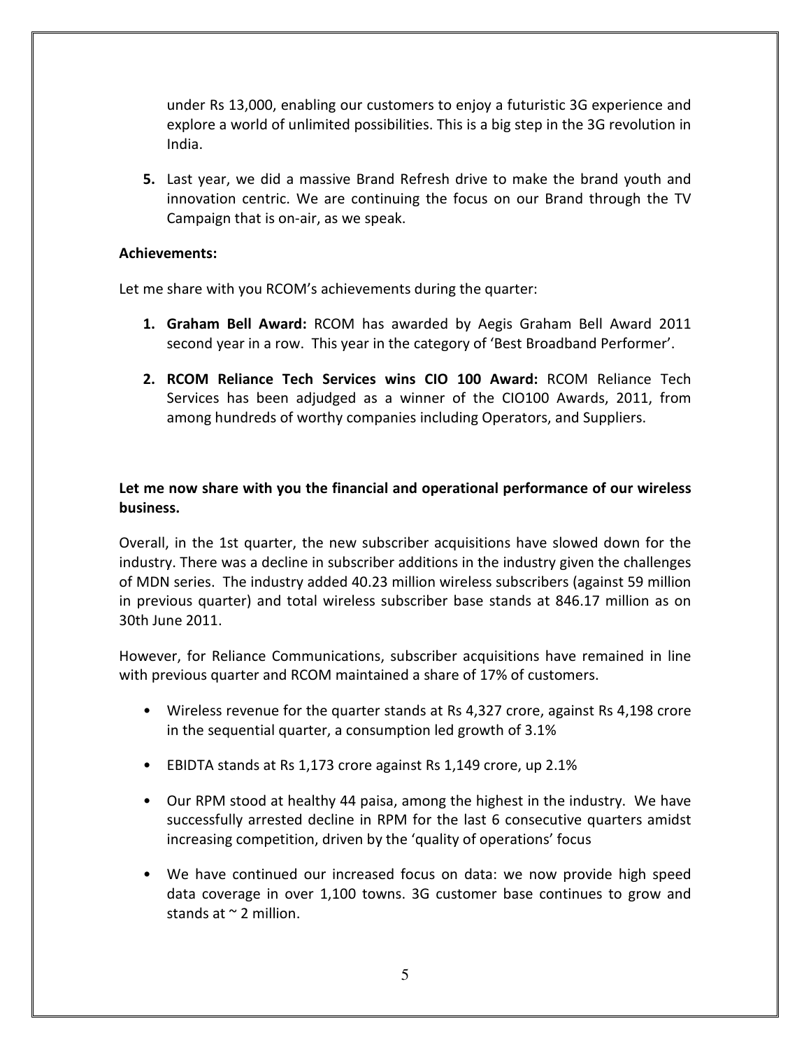under Rs 13,000, enabling our customers to enjoy a futuristic 3G experience and explore a world of unlimited possibilities. This is a big step in the 3G revolution in India.

5. Last year, we did a massive Brand Refresh drive to make the brand youth and innovation centric. We are continuing the focus on our Brand through the TV Campaign that is on-air, as we speak.

**Achievements:**

Let me share with you RCOM's achievements during the quarter:

1. **Graham Bell Award:** RCOM has awarded by Aegis Graham Bell Award 2011 second year in a row. This year in the category of 'Best Broadband Performer'.

2. **RCOM Reliance Tech Services wins CIO 100 Award:** RCOM Reliance Tech Services has been adjudged as a winner of the CIO100 Awards, 2011, from among hundreds of worthy companies including Operators, and Suppliers.

**Let me now share with you the financial and operational performance of our wireless business.**

Overall, in the 1st quarter, the new subscriber acquisitions have slowed down for the industry. There was a decline in subscriber additions in the industry given the challenges of MDN series. The industry added 40.23 million wireless subscribers (against 59 million in previous quarter) and total wireless subscriber base stands at 846.17 million as on 30th June 2011.

However, for Reliance Communications, subscriber acquisitions have remained in line with previous quarter and RCOM maintained a share of 17% of customers.

- Wireless revenue for the quarter stands at Rs 4,327 crore, against Rs 4,198 crore in the sequential quarter, a consumption led growth of 3.1%

- EBIDTA stands at Rs 1,173 crore against Rs 1,149 crore, up 2.1%

- Our RPM stood at healthy 44 paisa, among the highest in the industry. We have successfully arrested decline in RPM for the last 6 consecutive quarters amidst increasing competition, driven by the 'quality of operations' focus

- We have continued our increased focus on data: we now provide high speed data coverage in over 1,100 towns. 3G customer base continues to grow and stands at ~ 2 million.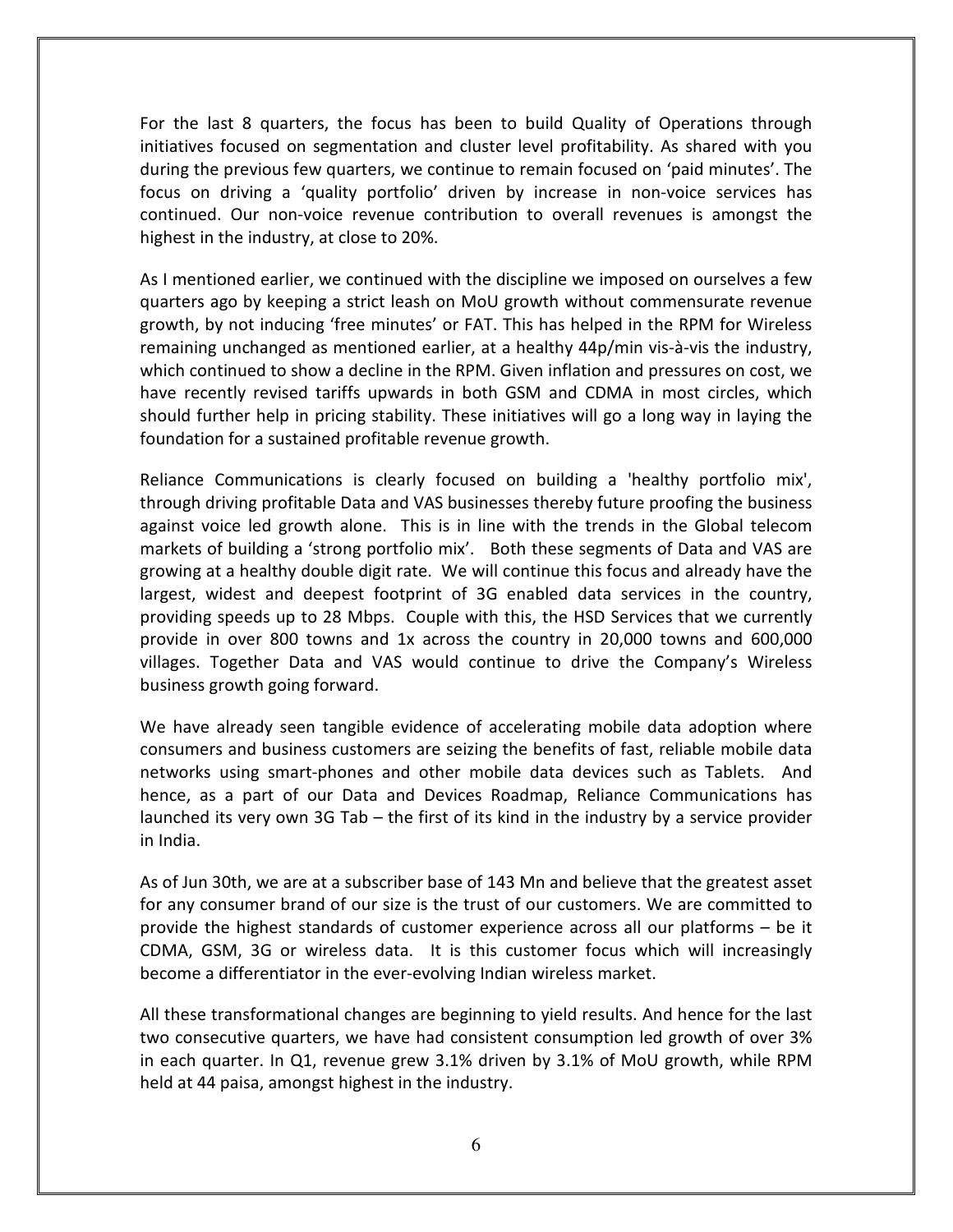For the last 8 quarters, the focus has been to build Quality of Operations through initiatives focused on segmentation and cluster level profitability. As shared with you during the previous few quarters, we continue to remain focused on 'paid minutes'. The focus on driving a 'quality portfolio' driven by increase in non-voice services has continued. Our non-voice revenue contribution to overall revenues is amongst the highest in the industry, at close to 20%.

As I mentioned earlier, we continued with the discipline we imposed on ourselves a few quarters ago by keeping a strict leash on MoU growth without commensurate revenue growth, by not inducing 'free minutes' or FAT. This has helped in the RPM for Wireless remaining unchanged as mentioned earlier, at a healthy 44p/min vis-à-vis the industry, which continued to show a decline in the RPM. Given inflation and pressures on cost, we have recently revised tariffs upwards in both GSM and CDMA in most circles, which should further help in pricing stability. These initiatives will go a long way in laying the foundation for a sustained profitable revenue growth.

Reliance Communications is clearly focused on building a 'healthy portfolio mix', through driving profitable Data and VAS businesses thereby future proofing the business against voice led growth alone. This is in line with the trends in the Global telecom markets of building a 'strong portfolio mix'. Both these segments of Data and VAS are growing at a healthy double digit rate. We will continue this focus and already have the largest, widest and deepest footprint of 3G enabled data services in the country, providing speeds up to 28 Mbps. Couple with this, the HSD Services that we currently provide in over 800 towns and 1x across the country in 20,000 towns and 600,000 villages. Together Data and VAS would continue to drive the Company's Wireless business growth going forward.

We have already seen tangible evidence of accelerating mobile data adoption where consumers and business customers are seizing the benefits of fast, reliable mobile data networks using smart-phones and other mobile data devices such as Tablets. And hence, as a part of our Data and Devices Roadmap, Reliance Communications has launched its very own 3G Tab – the first of its kind in the industry by a service provider in India.

As of Jun 30th, we are at a subscriber base of 143 Mn and believe that the greatest asset for any consumer brand of our size is the trust of our customers. We are committed to provide the highest standards of customer experience across all our platforms – be it CDMA, GSM, 3G or wireless data. It is this customer focus which will increasingly become a differentiator in the ever-evolving Indian wireless market.

All these transformational changes are beginning to yield results. And hence for the last two consecutive quarters, we have had consistent consumption led growth of over 3% in each quarter. In Q1, revenue grew 3.1% driven by 3.1% of MoU growth, while RPM held at 44 paisa, amongst highest in the industry.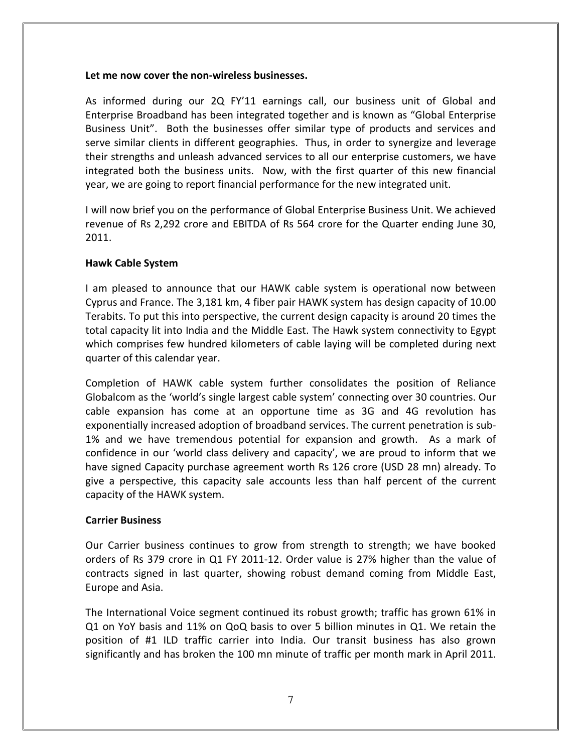**Let me now cover the non-wireless businesses.**

As informed during our 2Q FY'11 earnings call, our business unit of Global and Enterprise Broadband has been integrated together and is known as "Global Enterprise Business Unit". Both the businesses offer similar type of products and services and serve similar clients in different geographies. Thus, in order to synergize and leverage their strengths and unleash advanced services to all our enterprise customers, we have integrated both the business units. Now, with the first quarter of this new financial year, we are going to report financial performance for the new integrated unit.

I will now brief you on the performance of Global Enterprise Business Unit. We achieved revenue of Rs 2,292 crore and EBITDA of Rs 564 crore for the Quarter ending June 30, 2011.

**Hawk Cable System**

I am pleased to announce that our HAWK cable system is operational now between Cyprus and France. The 3,181 km, 4 fiber pair HAWK system has design capacity of 10.00 Terabits. To put this into perspective, the current design capacity is around 20 times the total capacity lit into India and the Middle East. The Hawk system connectivity to Egypt which comprises few hundred kilometers of cable laying will be completed during next quarter of this calendar year.

Completion of HAWK cable system further consolidates the position of Reliance Globalcom as the 'world's single largest cable system' connecting over 30 countries. Our cable expansion has come at an opportune time as 3G and 4G revolution has exponentially increased adoption of broadband services. The current penetration is sub-1% and we have tremendous potential for expansion and growth. As a mark of confidence in our 'world class delivery and capacity', we are proud to inform that we have signed Capacity purchase agreement worth Rs 126 crore (USD 28 mn) already. To give a perspective, this capacity sale accounts less than half percent of the current capacity of the HAWK system.

**Carrier Business**

Our Carrier business continues to grow from strength to strength; we have booked orders of Rs 379 crore in Q1 FY 2011-12. Order value is 27% higher than the value of contracts signed in last quarter, showing robust demand coming from Middle East, Europe and Asia.

The International Voice segment continued its robust growth; traffic has grown 61% in Q1 on YoY basis and 11% on QoQ basis to over 5 billion minutes in Q1. We retain the position of #1 ILD traffic carrier into India. Our transit business has also grown significantly and has broken the 100 mn minute of traffic per month mark in April 2011.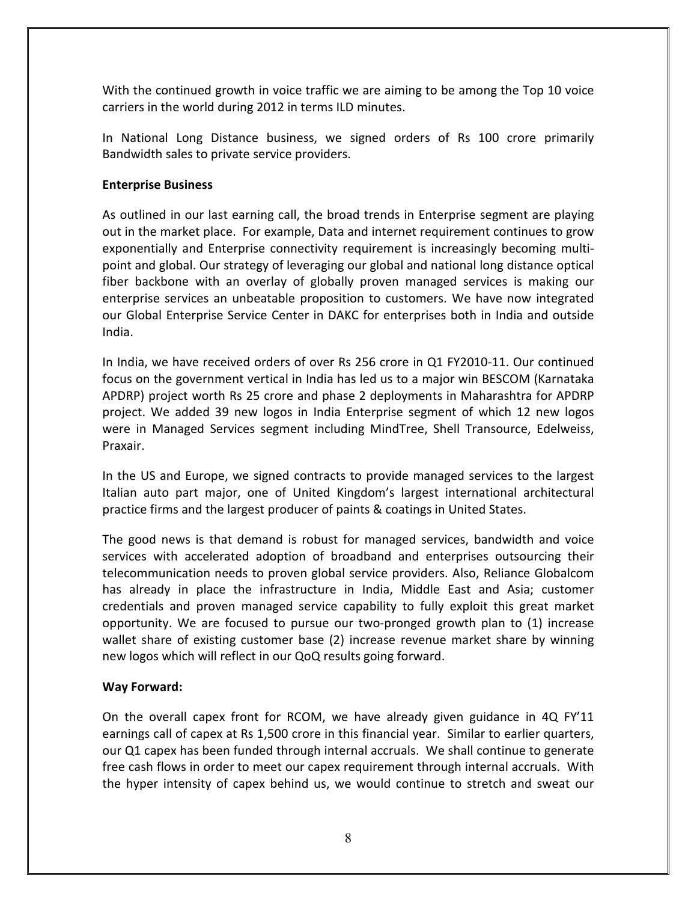With the continued growth in voice traffic we are aiming to be among the Top 10 voice carriers in the world during 2012 in terms ILD minutes.

In National Long Distance business, we signed orders of Rs 100 crore primarily Bandwidth sales to private service providers.

**Enterprise Business**

As outlined in our last earning call, the broad trends in Enterprise segment are playing out in the market place. For example, Data and internet requirement continues to grow exponentially and Enterprise connectivity requirement is increasingly becoming multi-point and global. Our strategy of leveraging our global and national long distance optical fiber backbone with an overlay of globally proven managed services is making our enterprise services an unbeatable proposition to customers. We have now integrated our Global Enterprise Service Center in DAKC for enterprises both in India and outside India.

In India, we have received orders of over Rs 256 crore in Q1 FY2010-11. Our continued focus on the government vertical in India has led us to a major win BESCOM (Karnataka APDRP) project worth Rs 25 crore and phase 2 deployments in Maharashtra for APDRP project. We added 39 new logos in India Enterprise segment of which 12 new logos were in Managed Services segment including MindTree, Shell Transource, Edelweiss, Praxair.

In the US and Europe, we signed contracts to provide managed services to the largest Italian auto part major, one of United Kingdom's largest international architectural practice firms and the largest producer of paints & coatings in United States.

The good news is that demand is robust for managed services, bandwidth and voice services with accelerated adoption of broadband and enterprises outsourcing their telecommunication needs to proven global service providers. Also, Reliance Globalcom has already in place the infrastructure in India, Middle East and Asia; customer credentials and proven managed service capability to fully exploit this great market opportunity. We are focused to pursue our two-pronged growth plan to (1) increase wallet share of existing customer base (2) increase revenue market share by winning new logos which will reflect in our QoQ results going forward.

**Way Forward:**

On the overall capex front for RCOM, we have already given guidance in 4Q FY'11 earnings call of capex at Rs 1,500 crore in this financial year. Similar to earlier quarters, our Q1 capex has been funded through internal accruals. We shall continue to generate free cash flows in order to meet our capex requirement through internal accruals. With the hyper intensity of capex behind us, we would continue to stretch and sweat our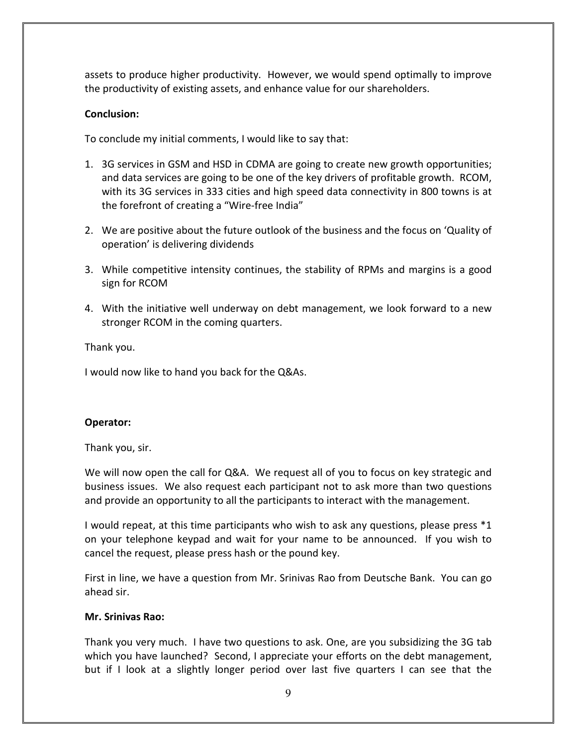assets to produce higher productivity. However, we would spend optimally to improve the productivity of existing assets, and enhance value for our shareholders.

**Conclusion:**

To conclude my initial comments, I would like to say that:

1. 3G services in GSM and HSD in CDMA are going to create new growth opportunities; and data services are going to be one of the key drivers of profitable growth. RCOM, with its 3G services in 333 cities and high speed data connectivity in 800 towns is at the forefront of creating a "Wire-free India"

2. We are positive about the future outlook of the business and the focus on 'Quality of operation' is delivering dividends

3. While competitive intensity continues, the stability of RPMs and margins is a good sign for RCOM

4. With the initiative well underway on debt management, we look forward to a new stronger RCOM in the coming quarters.

Thank you.

I would now like to hand you back for the Q&As.

**Operator:**

Thank you, sir.

We will now open the call for Q&A. We request all of you to focus on key strategic and business issues. We also request each participant not to ask more than two questions and provide an opportunity to all the participants to interact with the management.

I would repeat, at this time participants who wish to ask any questions, please press *1 on your telephone keypad and wait for your name to be announced. If you wish to cancel the request, please press hash or the pound key.

First in line, we have a question from Mr. Srinivas Rao from Deutsche Bank. You can go ahead sir.

**Mr. Srinivas Rao:**

Thank you very much. I have two questions to ask. One, are you subsidizing the 3G tab which you have launched? Second, I appreciate your efforts on the debt management, but if I look at a slightly longer period over last five quarters I can see that the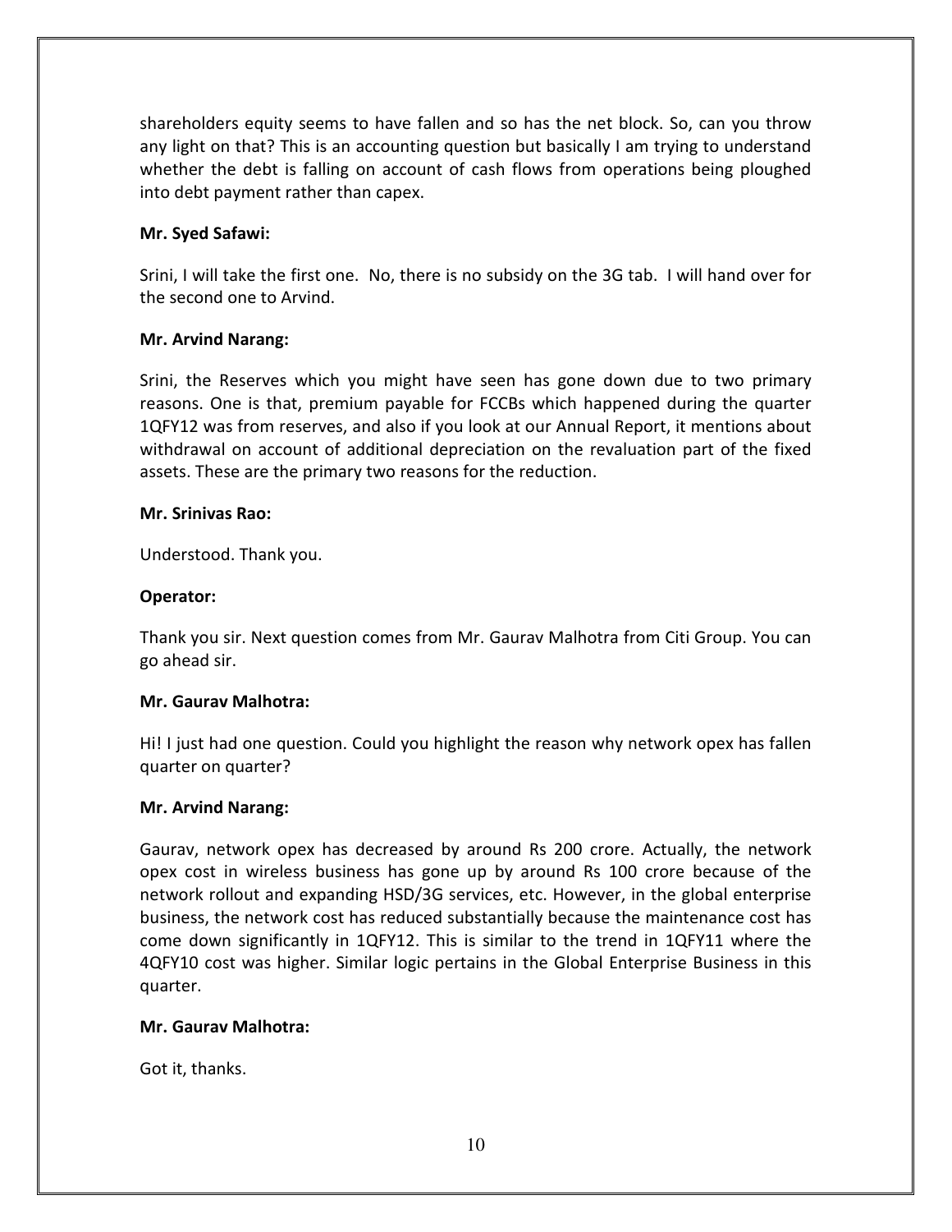shareholders equity seems to have fallen and so has the net block. So, can you throw any light on that? This is an accounting question but basically I am trying to understand whether the debt is falling on account of cash flows from operations being ploughed into debt payment rather than capex.

**Mr. Syed Safawi:**

Srini, I will take the first one. No, there is no subsidy on the 3G tab. I will hand over for the second one to Arvind.

**Mr. Arvind Narang:**

Srini, the Reserves which you might have seen has gone down due to two primary reasons. One is that, premium payable for FCCBs which happened during the quarter 1QFY12 was from reserves, and also if you look at our Annual Report, it mentions about withdrawal on account of additional depreciation on the revaluation part of the fixed assets. These are the primary two reasons for the reduction.

**Mr. Srinivas Rao:**

Understood. Thank you.

**Operator:**

Thank you sir. Next question comes from Mr. Gaurav Malhotra from Citi Group. You can go ahead sir.

**Mr. Gaurav Malhotra:**

Hi! I just had one question. Could you highlight the reason why network opex has fallen quarter on quarter?

**Mr. Arvind Narang:**

Gaurav, network opex has decreased by around Rs 200 crore. Actually, the network opex cost in wireless business has gone up by around Rs 100 crore because of the network rollout and expanding HSD/3G services, etc. However, in the global enterprise business, the network cost has reduced substantially because the maintenance cost has come down significantly in 1QFY12. This is similar to the trend in 1QFY11 where the 4QFY10 cost was higher. Similar logic pertains in the Global Enterprise Business in this quarter.

**Mr. Gaurav Malhotra:**

Got it, thanks.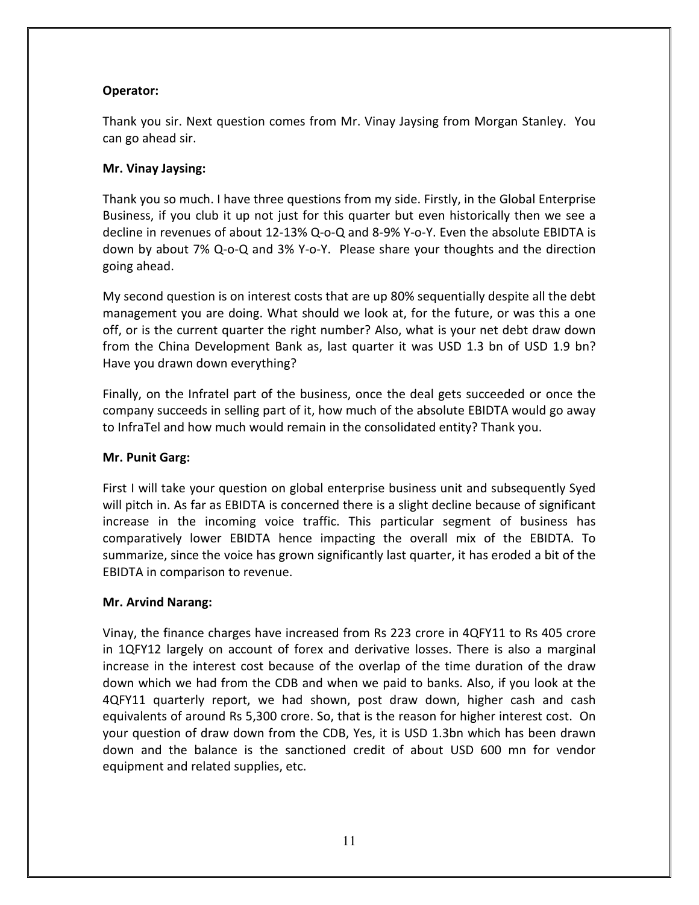**Operator:**

Thank you sir. Next question comes from Mr. Vinay Jaysing from Morgan Stanley. You can go ahead sir.

**Mr. Vinay Jaysing:**

Thank you so much. I have three questions from my side. Firstly, in the Global Enterprise Business, if you club it up not just for this quarter but even historically then we see a decline in revenues of about 12-13% Q-o-Q and 8-9% Y-o-Y. Even the absolute EBIDTA is down by about 7% Q-o-Q and 3% Y-o-Y. Please share your thoughts and the direction going ahead.

My second question is on interest costs that are up 80% sequentially despite all the debt management you are doing. What should we look at, for the future, or was this a one off, or is the current quarter the right number? Also, what is your net debt draw down from the China Development Bank as, last quarter it was USD 1.3 bn of USD 1.9 bn? Have you drawn down everything?

Finally, on the Infratel part of the business, once the deal gets succeeded or once the company succeeds in selling part of it, how much of the absolute EBIDTA would go away to InfraTel and how much would remain in the consolidated entity? Thank you.

**Mr. Punit Garg:**

First I will take your question on global enterprise business unit and subsequently Syed will pitch in. As far as EBIDTA is concerned there is a slight decline because of significant increase in the incoming voice traffic. This particular segment of business has comparatively lower EBIDTA hence impacting the overall mix of the EBIDTA. To summarize, since the voice has grown significantly last quarter, it has eroded a bit of the EBIDTA in comparison to revenue.

**Mr. Arvind Narang:**

Vinay, the finance charges have increased from Rs 223 crore in 4QFY11 to Rs 405 crore in 1QFY12 largely on account of forex and derivative losses. There is also a marginal increase in the interest cost because of the overlap of the time duration of the draw down which we had from the CDB and when we paid to banks. Also, if you look at the 4QFY11 quarterly report, we had shown, post draw down, higher cash and cash equivalents of around Rs 5,300 crore. So, that is the reason for higher interest cost. On your question of draw down from the CDB, Yes, it is USD 1.3bn which has been drawn down and the balance is the sanctioned credit of about USD 600 mn for vendor equipment and related supplies, etc.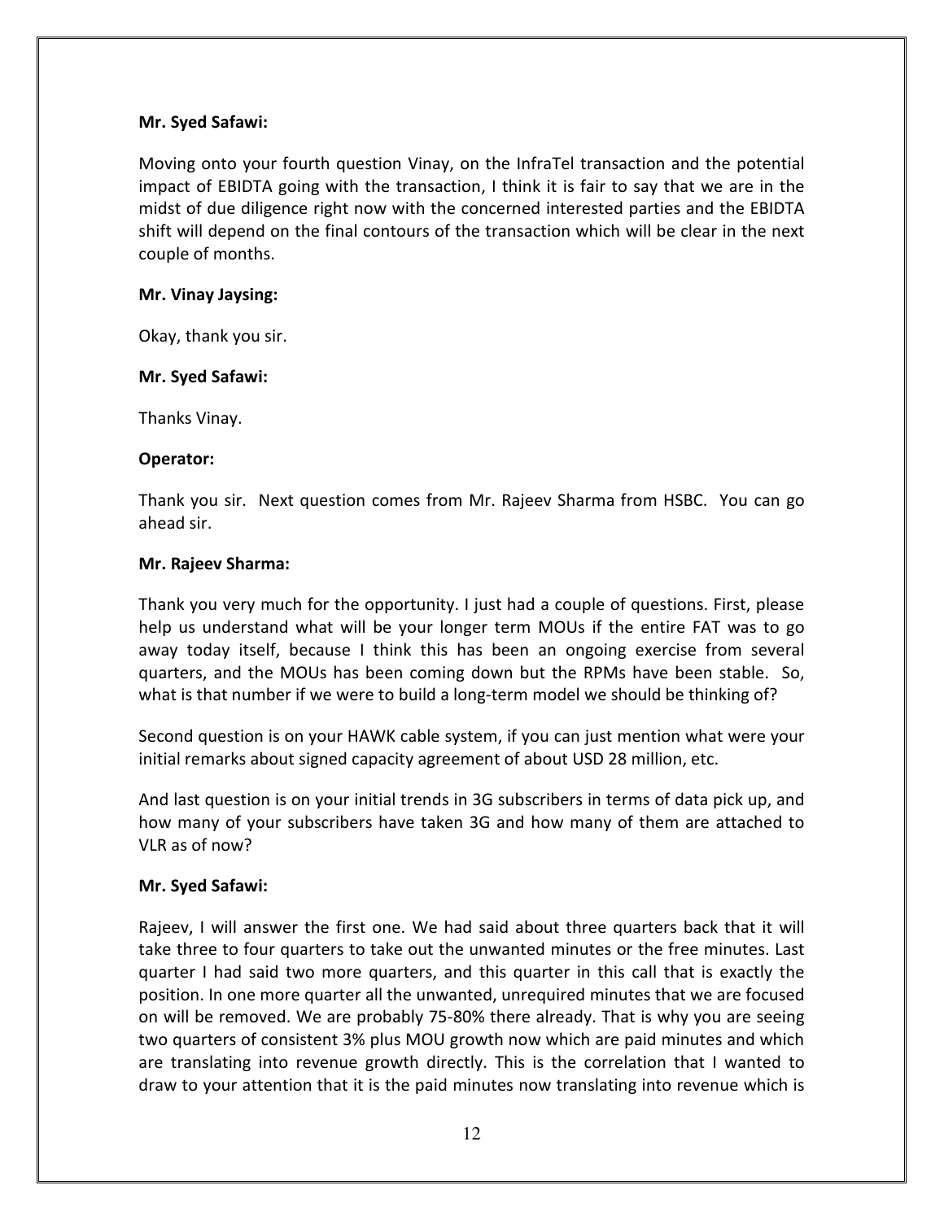**Mr. Syed Safawi:**

Moving onto your fourth question Vinay, on the InfraTel transaction and the potential impact of EBIDTA going with the transaction, I think it is fair to say that we are in the midst of due diligence right now with the concerned interested parties and the EBIDTA shift will depend on the final contours of the transaction which will be clear in the next couple of months.

**Mr. Vinay Jaysing:**

Okay, thank you sir.

**Mr. Syed Safawi:**

Thanks Vinay.

**Operator:**

Thank you sir. Next question comes from Mr. Rajeev Sharma from HSBC. You can go ahead sir.

**Mr. Rajeev Sharma:**

Thank you very much for the opportunity. I just had a couple of questions. First, please help us understand what will be your longer term MOUs if the entire FAT was to go away today itself, because I think this has been an ongoing exercise from several quarters, and the MOUs has been coming down but the RPMs have been stable. So, what is that number if we were to build a long-term model we should be thinking of?

Second question is on your HAWK cable system, if you can just mention what were your initial remarks about signed capacity agreement of about USD 28 million, etc.

And last question is on your initial trends in 3G subscribers in terms of data pick up, and how many of your subscribers have taken 3G and how many of them are attached to VLR as of now?

**Mr. Syed Safawi:**

Rajeev, I will answer the first one. We had said about three quarters back that it will take three to four quarters to take out the unwanted minutes or the free minutes. Last quarter I had said two more quarters, and this quarter in this call that is exactly the position. In one more quarter all the unwanted, unrequired minutes that we are focused on will be removed. We are probably 75-80% there already. That is why you are seeing two quarters of consistent 3% plus MOU growth now which are paid minutes and which are translating into revenue growth directly. This is the correlation that I wanted to draw to your attention that it is the paid minutes now translating into revenue which is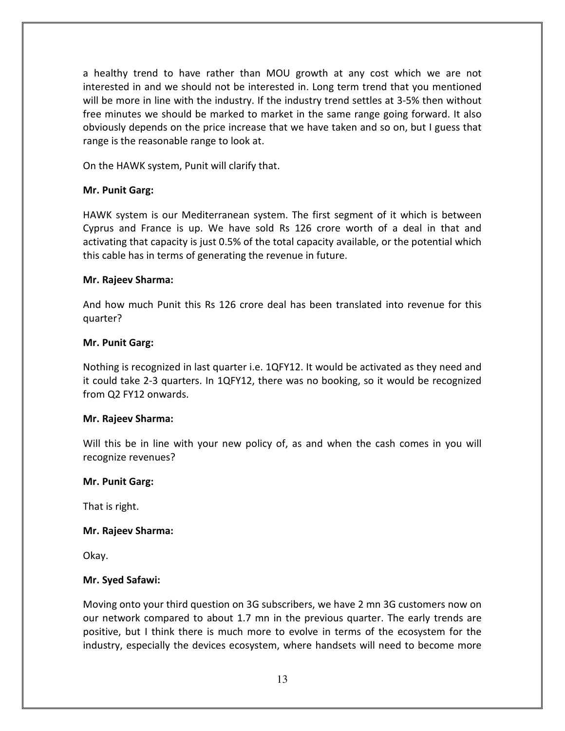a healthy trend to have rather than MOU growth at any cost which we are not interested in and we should not be interested in. Long term trend that you mentioned will be more in line with the industry. If the industry trend settles at 3-5% then without free minutes we should be marked to market in the same range going forward. It also obviously depends on the price increase that we have taken and so on, but I guess that range is the reasonable range to look at.

On the HAWK system, Punit will clarify that.

**Mr. Punit Garg:**

HAWK system is our Mediterranean system. The first segment of it which is between Cyprus and France is up. We have sold Rs 126 crore worth of a deal in that and activating that capacity is just 0.5% of the total capacity available, or the potential which this cable has in terms of generating the revenue in future.

**Mr. Rajeev Sharma:**

And how much Punit this Rs 126 crore deal has been translated into revenue for this quarter?

**Mr. Punit Garg:**

Nothing is recognized in last quarter i.e. 1QFY12. It would be activated as they need and it could take 2-3 quarters. In 1QFY12, there was no booking, so it would be recognized from Q2 FY12 onwards.

**Mr. Rajeev Sharma:**

Will this be in line with your new policy of, as and when the cash comes in you will recognize revenues?

**Mr. Punit Garg:**

That is right.

**Mr. Rajeev Sharma:**

Okay.

**Mr. Syed Safawi:**

Moving onto your third question on 3G subscribers, we have 2 mn 3G customers now on our network compared to about 1.7 mn in the previous quarter. The early trends are positive, but I think there is much more to evolve in terms of the ecosystem for the industry, especially the devices ecosystem, where handsets will need to become more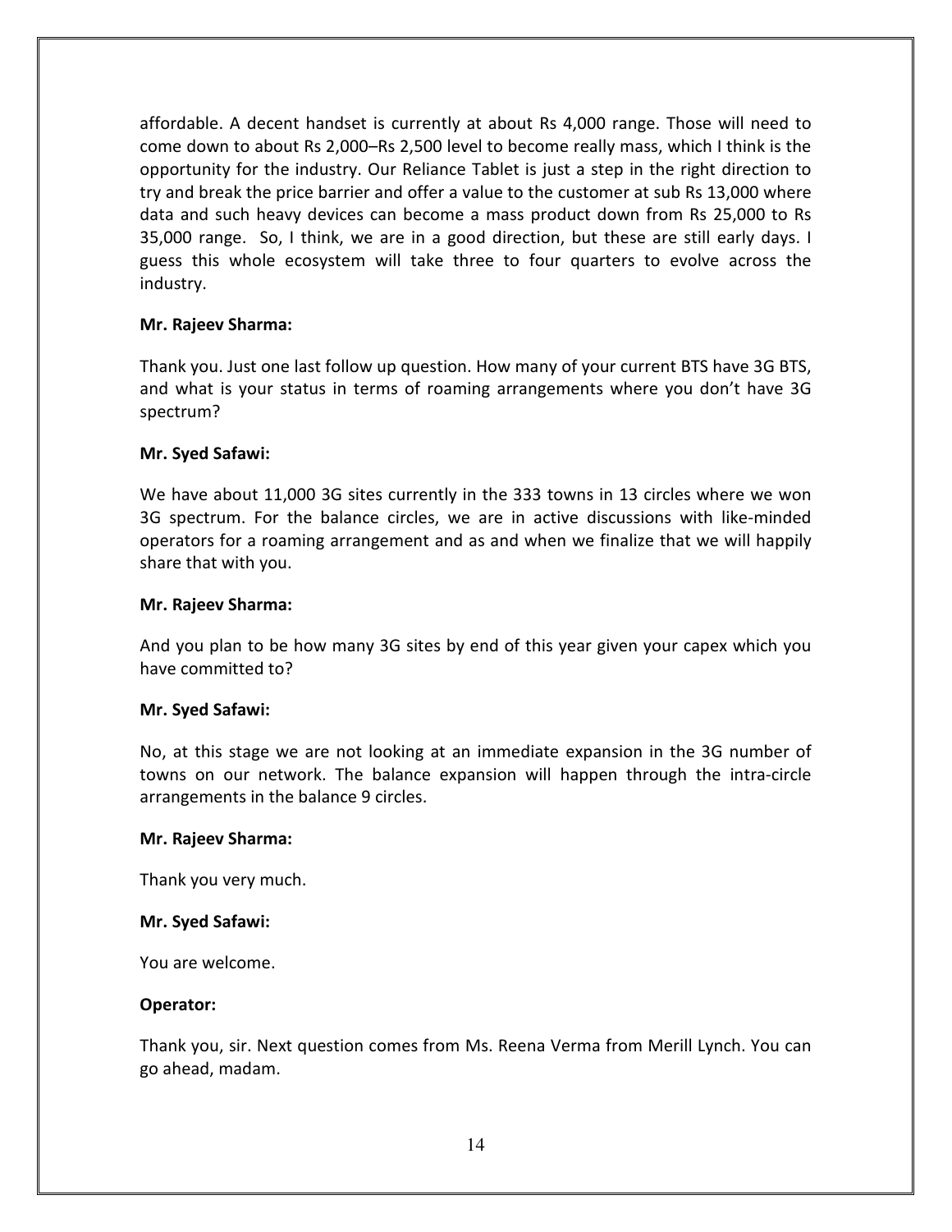affordable. A decent handset is currently at about Rs 4,000 range. Those will need to come down to about Rs 2,000–Rs 2,500 level to become really mass, which I think is the opportunity for the industry. Our Reliance Tablet is just a step in the right direction to try and break the price barrier and offer a value to the customer at sub Rs 13,000 where data and such heavy devices can become a mass product down from Rs 25,000 to Rs 35,000 range. So, I think, we are in a good direction, but these are still early days. I guess this whole ecosystem will take three to four quarters to evolve across the industry.

**Mr. Rajeev Sharma:**

Thank you. Just one last follow up question. How many of your current BTS have 3G BTS, and what is your status in terms of roaming arrangements where you don't have 3G spectrum?

**Mr. Syed Safawi:**

We have about 11,000 3G sites currently in the 333 towns in 13 circles where we won 3G spectrum. For the balance circles, we are in active discussions with like-minded operators for a roaming arrangement and as and when we finalize that we will happily share that with you.

**Mr. Rajeev Sharma:**

And you plan to be how many 3G sites by end of this year given your capex which you have committed to?

**Mr. Syed Safawi:**

No, at this stage we are not looking at an immediate expansion in the 3G number of towns on our network. The balance expansion will happen through the intra-circle arrangements in the balance 9 circles.

**Mr. Rajeev Sharma:**

Thank you very much.

**Mr. Syed Safawi:**

You are welcome.

**Operator:**

Thank you, sir. Next question comes from Ms. Reena Verma from Merill Lynch. You can go ahead, madam.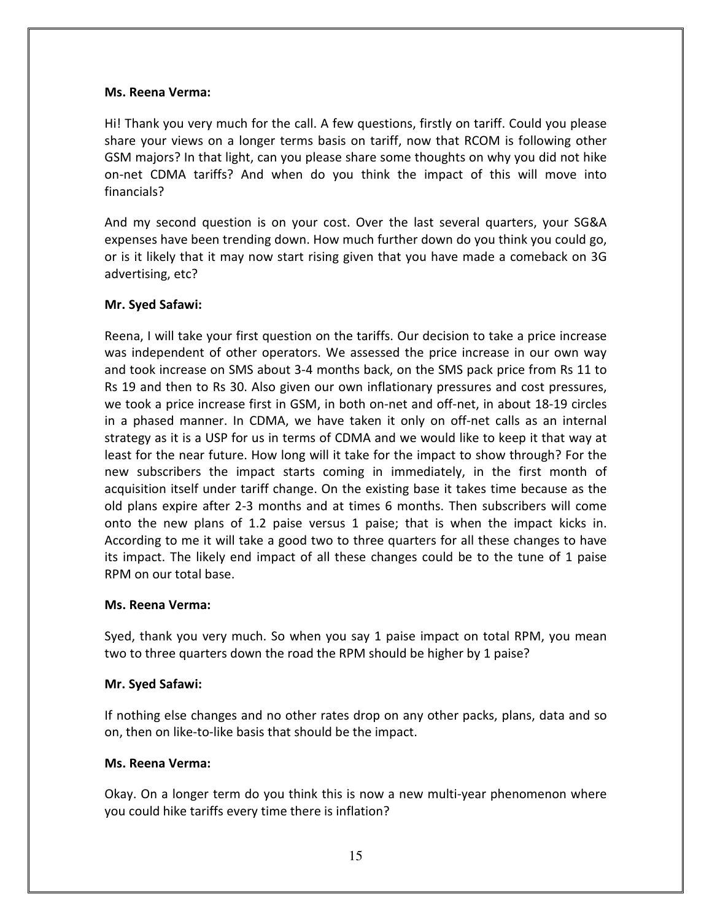**Ms. Reena Verma:**

Hi! Thank you very much for the call. A few questions, firstly on tariff. Could you please share your views on a longer terms basis on tariff, now that RCOM is following other GSM majors? In that light, can you please share some thoughts on why you did not hike on-net CDMA tariffs? And when do you think the impact of this will move into financials?

And my second question is on your cost. Over the last several quarters, your SG&A expenses have been trending down. How much further down do you think you could go, or is it likely that it may now start rising given that you have made a comeback on 3G advertising, etc?

**Mr. Syed Safawi:**

Reena, I will take your first question on the tariffs. Our decision to take a price increase was independent of other operators. We assessed the price increase in our own way and took increase on SMS about 3-4 months back, on the SMS pack price from Rs 11 to Rs 19 and then to Rs 30. Also given our own inflationary pressures and cost pressures, we took a price increase first in GSM, in both on-net and off-net, in about 18-19 circles in a phased manner. In CDMA, we have taken it only on off-net calls as an internal strategy as it is a USP for us in terms of CDMA and we would like to keep it that way at least for the near future. How long will it take for the impact to show through? For the new subscribers the impact starts coming in immediately, in the first month of acquisition itself under tariff change. On the existing base it takes time because as the old plans expire after 2-3 months and at times 6 months. Then subscribers will come onto the new plans of 1.2 paise versus 1 paise; that is when the impact kicks in. According to me it will take a good two to three quarters for all these changes to have its impact. The likely end impact of all these changes could be to the tune of 1 paise RPM on our total base.

**Ms. Reena Verma:**

Syed, thank you very much. So when you say 1 paise impact on total RPM, you mean two to three quarters down the road the RPM should be higher by 1 paise?

**Mr. Syed Safawi:**

If nothing else changes and no other rates drop on any other packs, plans, data and so on, then on like-to-like basis that should be the impact.

**Ms. Reena Verma:**

Okay. On a longer term do you think this is now a new multi-year phenomenon where you could hike tariffs every time there is inflation?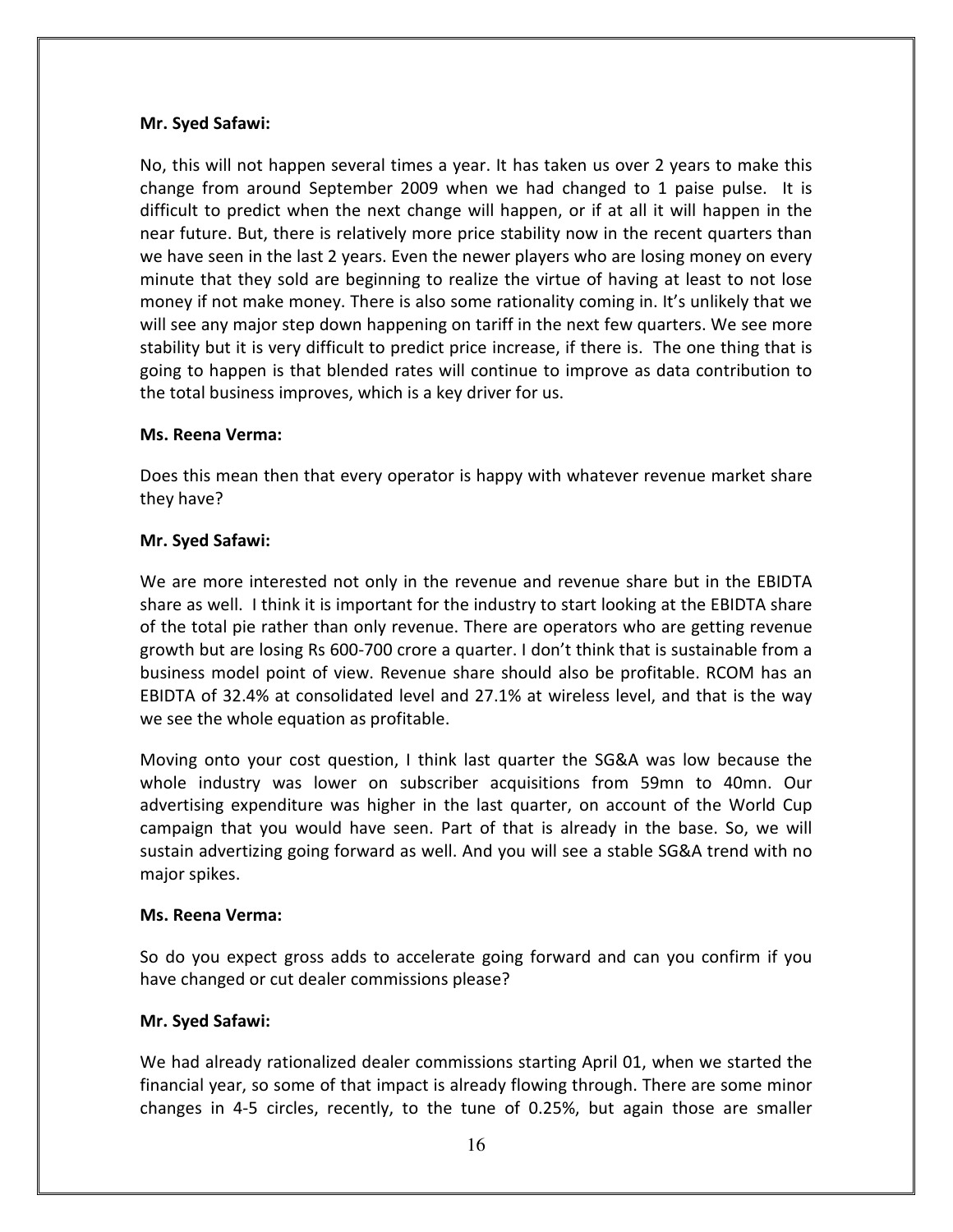**Mr. Syed Safawi:**

No, this will not happen several times a year. It has taken us over 2 years to make this change from around September 2009 when we had changed to 1 paise pulse. It is difficult to predict when the next change will happen, or if at all it will happen in the near future. But, there is relatively more price stability now in the recent quarters than we have seen in the last 2 years. Even the newer players who are losing money on every minute that they sold are beginning to realize the virtue of having at least to not lose money if not make money. There is also some rationality coming in. It's unlikely that we will see any major step down happening on tariff in the next few quarters. We see more stability but it is very difficult to predict price increase, if there is. The one thing that is going to happen is that blended rates will continue to improve as data contribution to the total business improves, which is a key driver for us.

**Ms. Reena Verma:**

Does this mean then that every operator is happy with whatever revenue market share they have?

**Mr. Syed Safawi:**

We are more interested not only in the revenue and revenue share but in the EBIDTA share as well. I think it is important for the industry to start looking at the EBIDTA share of the total pie rather than only revenue. There are operators who are getting revenue growth but are losing Rs 600-700 crore a quarter. I don't think that is sustainable from a business model point of view. Revenue share should also be profitable. RCOM has an EBIDTA of 32.4% at consolidated level and 27.1% at wireless level, and that is the way we see the whole equation as profitable.

Moving onto your cost question, I think last quarter the SG&A was low because the whole industry was lower on subscriber acquisitions from 59mn to 40mn. Our advertising expenditure was higher in the last quarter, on account of the World Cup campaign that you would have seen. Part of that is already in the base. So, we will sustain advertizing going forward as well. And you will see a stable SG&A trend with no major spikes.

**Ms. Reena Verma:**

So do you expect gross adds to accelerate going forward and can you confirm if you have changed or cut dealer commissions please?

**Mr. Syed Safawi:**

We had already rationalized dealer commissions starting April 01, when we started the financial year, so some of that impact is already flowing through. There are some minor changes in 4-5 circles, recently, to the tune of 0.25%, but again those are smaller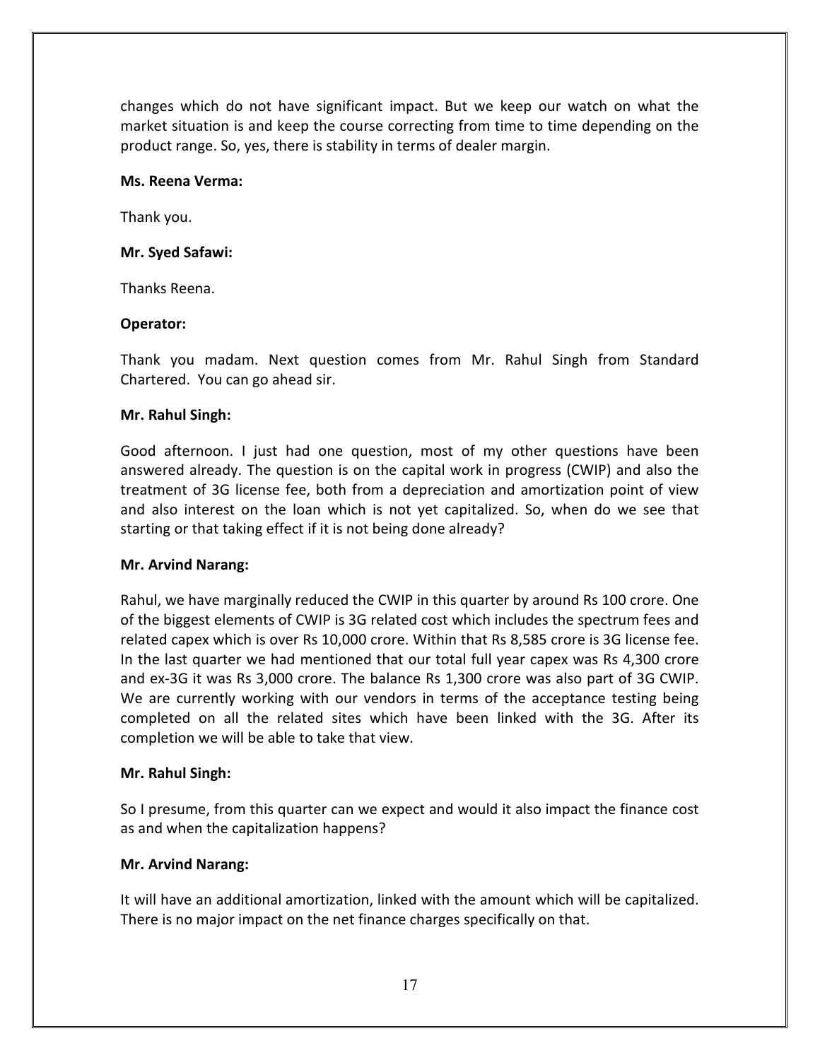changes which do not have significant impact. But we keep our watch on what the market situation is and keep the course correcting from time to time depending on the product range. So, yes, there is stability in terms of dealer margin.

**Ms. Reena Verma:**

Thank you.

**Mr. Syed Safawi:**

Thanks Reena.

**Operator:**

Thank you madam. Next question comes from Mr. Rahul Singh from Standard Chartered. You can go ahead sir.

**Mr. Rahul Singh:**

Good afternoon. I just had one question, most of my other questions have been answered already. The question is on the capital work in progress (CWIP) and also the treatment of 3G license fee, both from a depreciation and amortization point of view and also interest on the loan which is not yet capitalized. So, when do we see that starting or that taking effect if it is not being done already?

**Mr. Arvind Narang:**

Rahul, we have marginally reduced the CWIP in this quarter by around Rs 100 crore. One of the biggest elements of CWIP is 3G related cost which includes the spectrum fees and related capex which is over Rs 10,000 crore. Within that Rs 8,585 crore is 3G license fee. In the last quarter we had mentioned that our total full year capex was Rs 4,300 crore and ex-3G it was Rs 3,000 crore. The balance Rs 1,300 crore was also part of 3G CWIP. We are currently working with our vendors in terms of the acceptance testing being completed on all the related sites which have been linked with the 3G. After its completion we will be able to take that view.

**Mr. Rahul Singh:**

So I presume, from this quarter can we expect and would it also impact the finance cost as and when the capitalization happens?

**Mr. Arvind Narang:**

It will have an additional amortization, linked with the amount which will be capitalized. There is no major impact on the net finance charges specifically on that.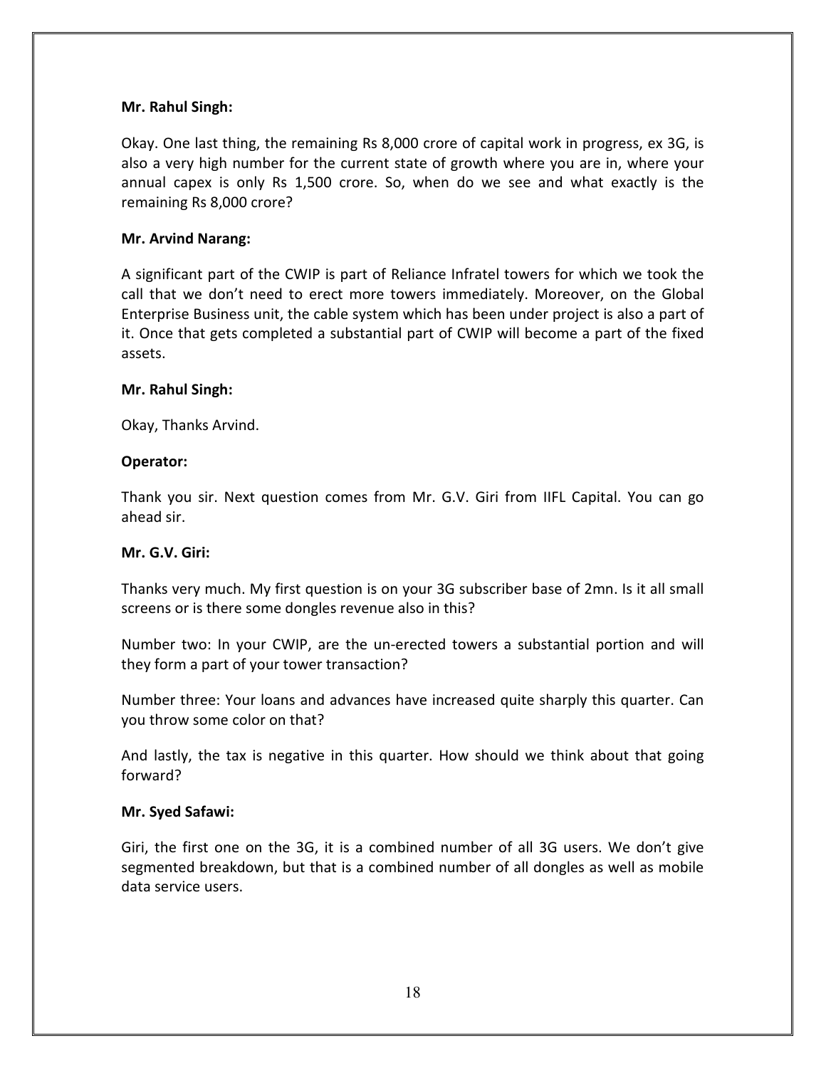**Mr. Rahul Singh:**

Okay. One last thing, the remaining Rs 8,000 crore of capital work in progress, ex 3G, is also a very high number for the current state of growth where you are in, where your annual capex is only Rs 1,500 crore. So, when do we see and what exactly is the remaining Rs 8,000 crore?

**Mr. Arvind Narang:**

A significant part of the CWIP is part of Reliance Infratel towers for which we took the call that we don't need to erect more towers immediately. Moreover, on the Global Enterprise Business unit, the cable system which has been under project is also a part of it. Once that gets completed a substantial part of CWIP will become a part of the fixed assets.

**Mr. Rahul Singh:**

Okay, Thanks Arvind.

**Operator:**

Thank you sir. Next question comes from Mr. G.V. Giri from IIFL Capital. You can go ahead sir.

**Mr. G.V. Giri:**

Thanks very much. My first question is on your 3G subscriber base of 2mn. Is it all small screens or is there some dongles revenue also in this?

Number two: In your CWIP, are the un-erected towers a substantial portion and will they form a part of your tower transaction?

Number three: Your loans and advances have increased quite sharply this quarter. Can you throw some color on that?

And lastly, the tax is negative in this quarter. How should we think about that going forward?

**Mr. Syed Safawi:**

Giri, the first one on the 3G, it is a combined number of all 3G users. We don't give segmented breakdown, but that is a combined number of all dongles as well as mobile data service users.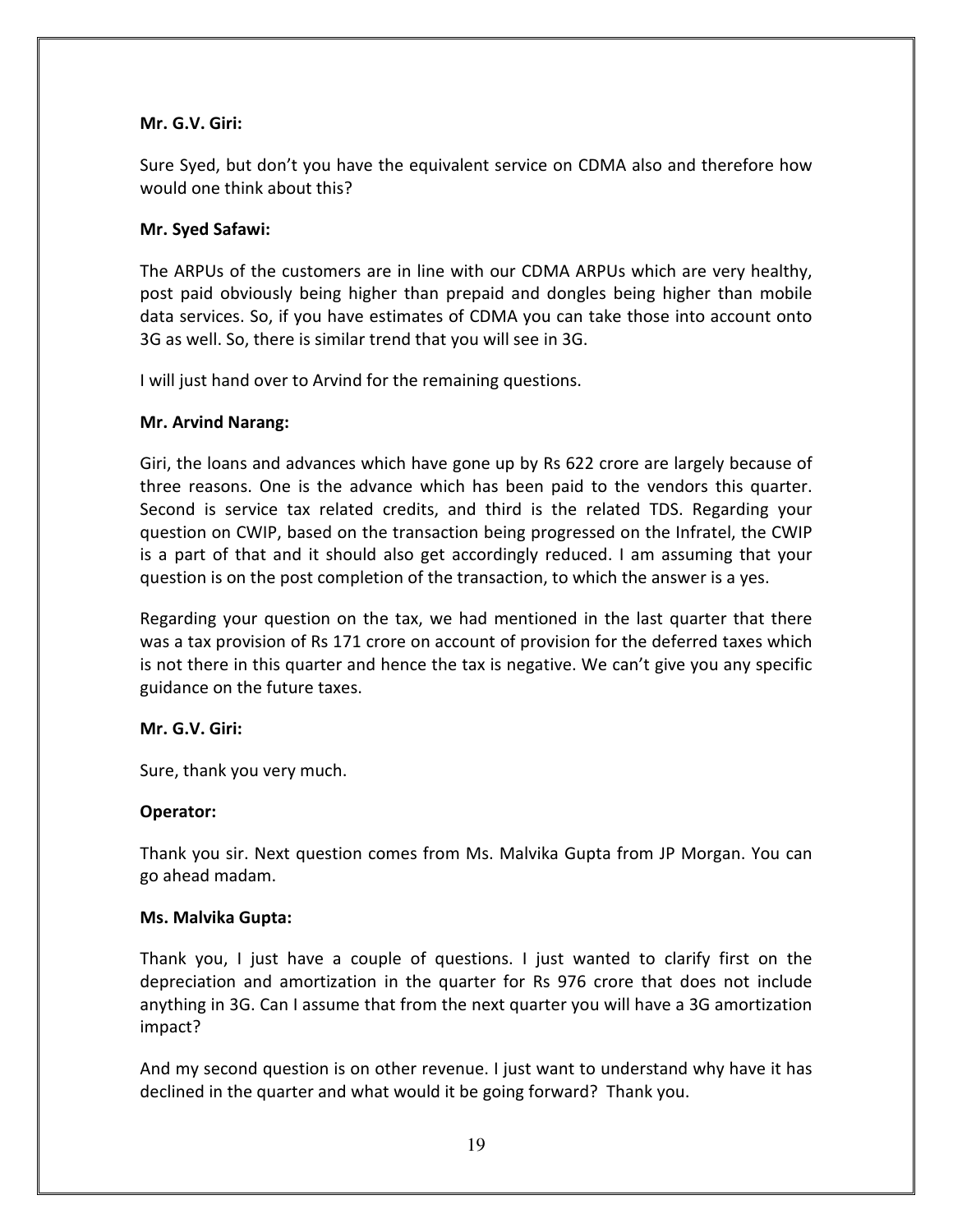**Mr. G.V. Giri:**

Sure Syed, but don't you have the equivalent service on CDMA also and therefore how would one think about this?

**Mr. Syed Safawi:**

The ARPUs of the customers are in line with our CDMA ARPUs which are very healthy, post paid obviously being higher than prepaid and dongles being higher than mobile data services. So, if you have estimates of CDMA you can take those into account onto 3G as well. So, there is similar trend that you will see in 3G.

I will just hand over to Arvind for the remaining questions.

**Mr. Arvind Narang:**

Giri, the loans and advances which have gone up by Rs 622 crore are largely because of three reasons. One is the advance which has been paid to the vendors this quarter. Second is service tax related credits, and third is the related TDS. Regarding your question on CWIP, based on the transaction being progressed on the Infratel, the CWIP is a part of that and it should also get accordingly reduced. I am assuming that your question is on the post completion of the transaction, to which the answer is a yes.

Regarding your question on the tax, we had mentioned in the last quarter that there was a tax provision of Rs 171 crore on account of provision for the deferred taxes which is not there in this quarter and hence the tax is negative. We can't give you any specific guidance on the future taxes.

**Mr. G.V. Giri:**

Sure, thank you very much.

**Operator:**

Thank you sir. Next question comes from Ms. Malvika Gupta from JP Morgan. You can go ahead madam.

**Ms. Malvika Gupta:**

Thank you, I just have a couple of questions. I just wanted to clarify first on the depreciation and amortization in the quarter for Rs 976 crore that does not include anything in 3G. Can I assume that from the next quarter you will have a 3G amortization impact?

And my second question is on other revenue. I just want to understand why have it has declined in the quarter and what would it be going forward? Thank you.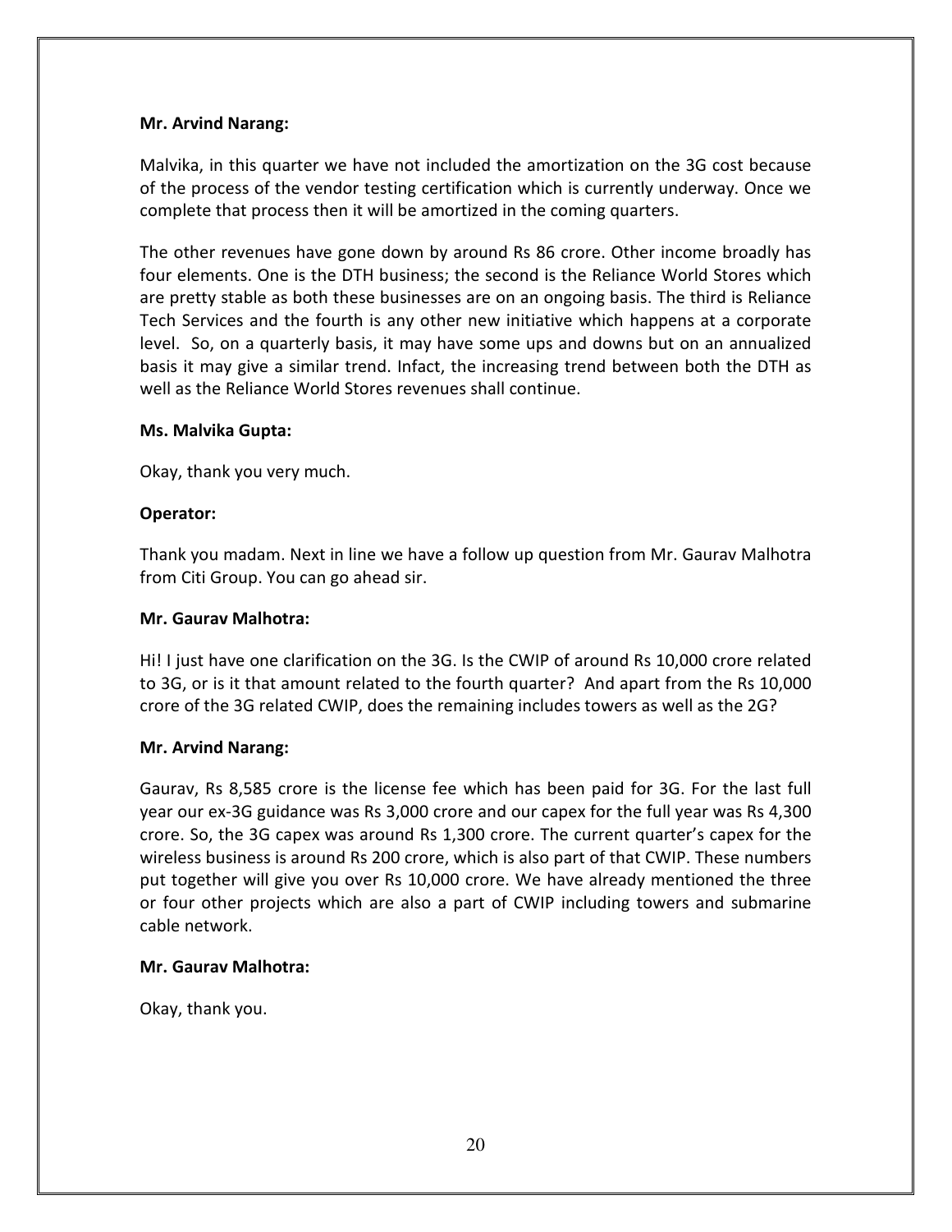**Mr. Arvind Narang:**

Malvika, in this quarter we have not included the amortization on the 3G cost because of the process of the vendor testing certification which is currently underway. Once we complete that process then it will be amortized in the coming quarters.

The other revenues have gone down by around Rs 86 crore. Other income broadly has four elements. One is the DTH business; the second is the Reliance World Stores which are pretty stable as both these businesses are on an ongoing basis. The third is Reliance Tech Services and the fourth is any other new initiative which happens at a corporate level. So, on a quarterly basis, it may have some ups and downs but on an annualized basis it may give a similar trend. Infact, the increasing trend between both the DTH as well as the Reliance World Stores revenues shall continue.

**Ms. Malvika Gupta:**

Okay, thank you very much.

**Operator:**

Thank you madam. Next in line we have a follow up question from Mr. Gaurav Malhotra from Citi Group. You can go ahead sir.

**Mr. Gaurav Malhotra:**

Hi! I just have one clarification on the 3G. Is the CWIP of around Rs 10,000 crore related to 3G, or is it that amount related to the fourth quarter? And apart from the Rs 10,000 crore of the 3G related CWIP, does the remaining includes towers as well as the 2G?

**Mr. Arvind Narang:**

Gaurav, Rs 8,585 crore is the license fee which has been paid for 3G. For the last full year our ex-3G guidance was Rs 3,000 crore and our capex for the full year was Rs 4,300 crore. So, the 3G capex was around Rs 1,300 crore. The current quarter's capex for the wireless business is around Rs 200 crore, which is also part of that CWIP. These numbers put together will give you over Rs 10,000 crore. We have already mentioned the three or four other projects which are also a part of CWIP including towers and submarine cable network.

**Mr. Gaurav Malhotra:**

Okay, thank you.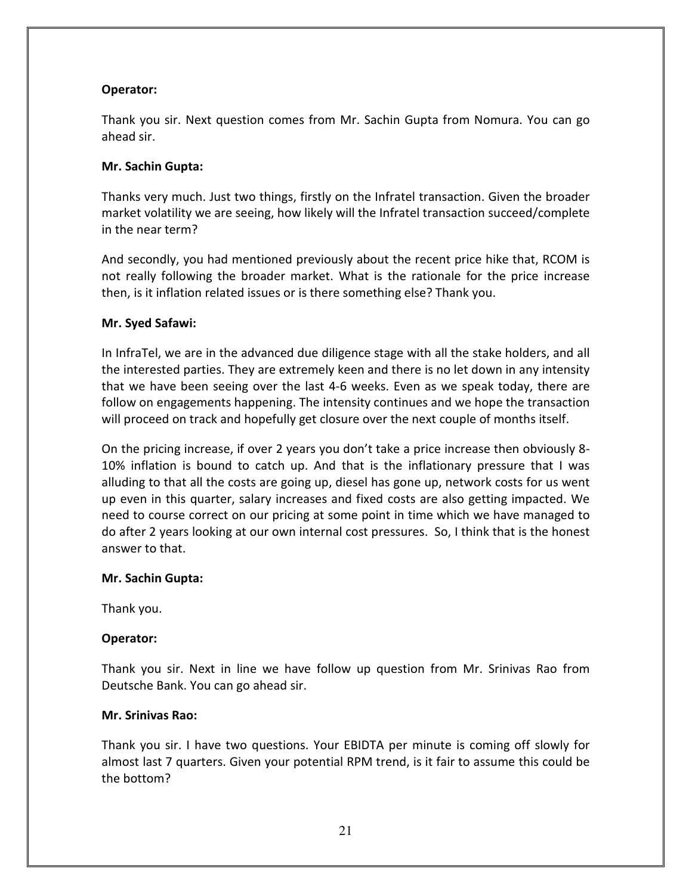**Operator:**

Thank you sir. Next question comes from Mr. Sachin Gupta from Nomura. You can go ahead sir.

**Mr. Sachin Gupta:**

Thanks very much. Just two things, firstly on the Infratel transaction. Given the broader market volatility we are seeing, how likely will the Infratel transaction succeed/complete in the near term?

And secondly, you had mentioned previously about the recent price hike that, RCOM is not really following the broader market. What is the rationale for the price increase then, is it inflation related issues or is there something else? Thank you.

**Mr. Syed Safawi:**

In InfraTel, we are in the advanced due diligence stage with all the stake holders, and all the interested parties. They are extremely keen and there is no let down in any intensity that we have been seeing over the last 4-6 weeks. Even as we speak today, there are follow on engagements happening. The intensity continues and we hope the transaction will proceed on track and hopefully get closure over the next couple of months itself.

On the pricing increase, if over 2 years you don't take a price increase then obviously 8-10% inflation is bound to catch up. And that is the inflationary pressure that I was alluding to that all the costs are going up, diesel has gone up, network costs for us went up even in this quarter, salary increases and fixed costs are also getting impacted. We need to course correct on our pricing at some point in time which we have managed to do after 2 years looking at our own internal cost pressures. So, I think that is the honest answer to that.

**Mr. Sachin Gupta:**

Thank you.

**Operator:**

Thank you sir. Next in line we have follow up question from Mr. Srinivas Rao from Deutsche Bank. You can go ahead sir.

**Mr. Srinivas Rao:**

Thank you sir. I have two questions. Your EBIDTA per minute is coming off slowly for almost last 7 quarters. Given your potential RPM trend, is it fair to assume this could be the bottom?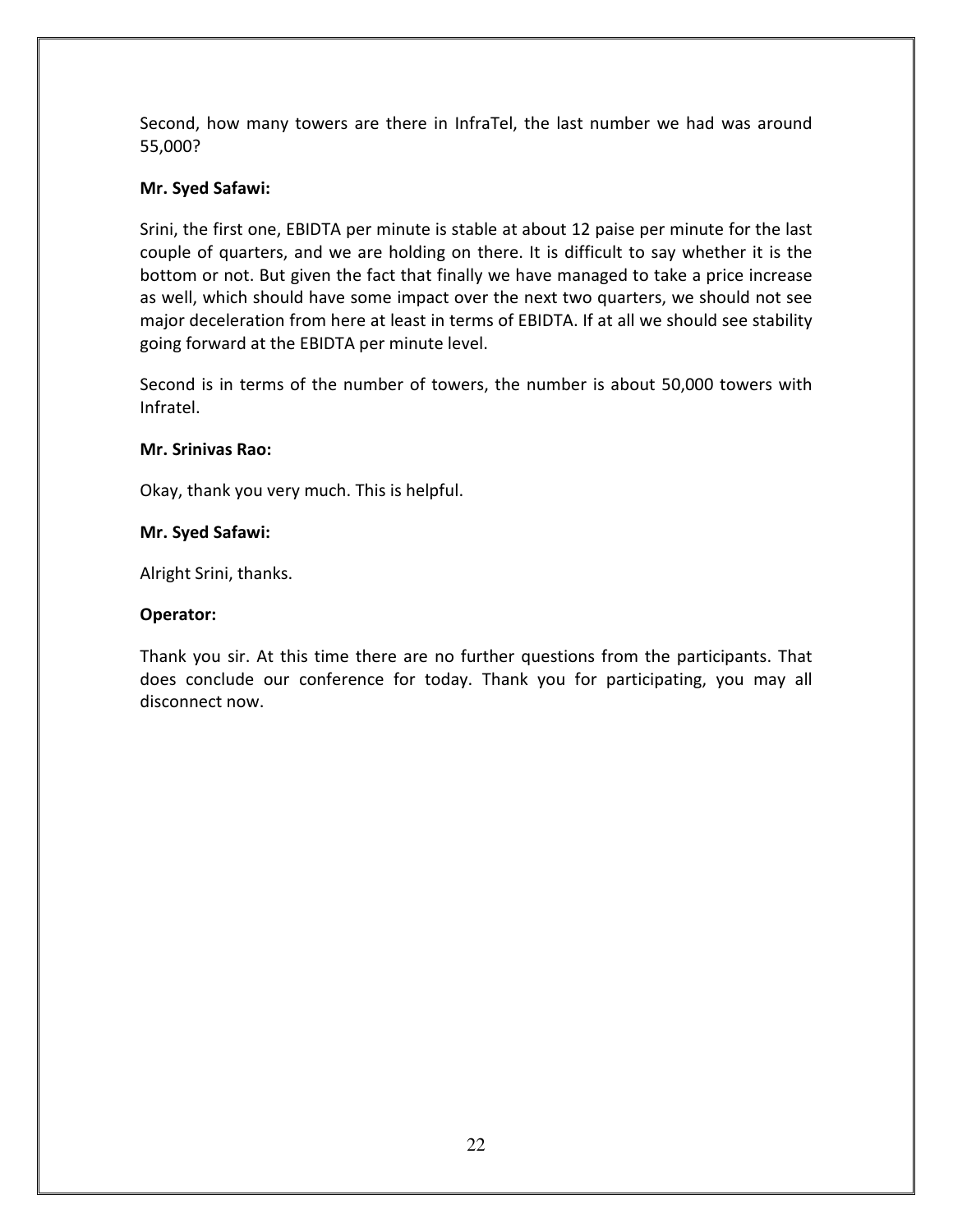Second, how many towers are there in InfraTel, the last number we had was around 55,000?

**Mr. Syed Safawi:**

Srini, the first one, EBIDTA per minute is stable at about 12 paise per minute for the last couple of quarters, and we are holding on there. It is difficult to say whether it is the bottom or not. But given the fact that finally we have managed to take a price increase as well, which should have some impact over the next two quarters, we should not see major deceleration from here at least in terms of EBIDTA. If at all we should see stability going forward at the EBIDTA per minute level.

Second is in terms of the number of towers, the number is about 50,000 towers with Infratel.

**Mr. Srinivas Rao:**

Okay, thank you very much. This is helpful.

**Mr. Syed Safawi:**

Alright Srini, thanks.

**Operator:**

Thank you sir. At this time there are no further questions from the participants. That does conclude our conference for today. Thank you for participating, you may all disconnect now.